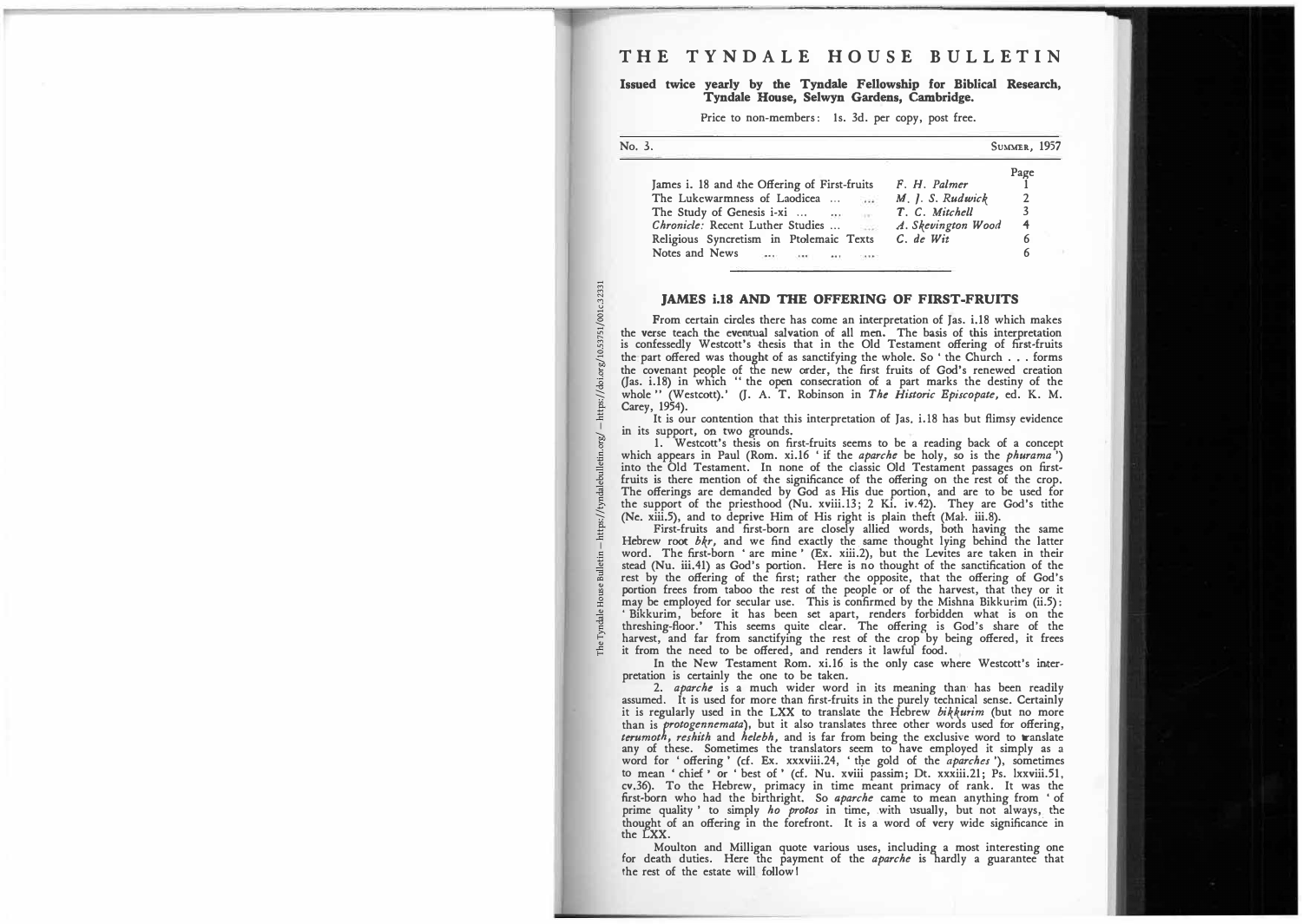# THE TYNDALE HOUSE BULLETIN

**Issued twice yearly by the Tyndale Fellowship for Biblical Research, Tyndale House, Selwyn Gardens, Cambridge.**

Price to non-members: 1s. 3d. per copy, post free.

No. 3. SUMMER, 1957

| | | Page |
|---|---|---|
| James i. 18 and the Offering of First-fruits | *F. H. Palmer* | 1 |
| The Lukewarmness of Laodicea ... ... | *M. J. S. Rudwick* | 2 |
| The Study of Genesis i-xi ... ... ... | *T. C. Mitchell* | 3 |
| *Chronicle:* Recent Luther Studies ... ... | *A. Skevington Wood* | 4 |
| Religious Syncretism in Ptolemaic Texts | *C. de Wit* | 6 |
| Notes and News ... ... ... ... | | 6 |

## JAMES i.18 AND THE OFFERING OF FIRST-FRUITS

From certain circles there has come an interpretation of Jas. i.18 which makes the verse teach the eventual salvation of all men. The basis of this interpretation is confessedly Westcott's thesis that in the Old Testament offering of first-fruits the part offered was thought of as sanctifying the whole. So 'the Church . . . forms the covenant people of the new order, the first fruits of God's renewed creation (Jas. i.18) in which "the open consecration of a part marks the destiny of the whole" (Westcott).' (J. A. T. Robinson in *The Historic Episcopate,* ed. K. M. Carey, 1954).

It is our contention that this interpretation of Jas. i.18 has but flimsy evidence in its support, on two grounds.

1. Westcott's thesis on first-fruits seems to be a reading back of a concept which appears in Paul (Rom. xi.16 'if the *aparche* be holy, so is the *phurama*') into the Old Testament. In none of the classic Old Testament passages on first-fruits is there mention of the significance of the offering on the rest of the crop. The offerings are demanded by God as His due portion, and are to be used for the support of the priesthood (Nu. xviii.13; 2 Ki. iv.42). They are God's tithe (Ne. xiii.5), and to deprive Him of His right is plain theft (Mal. iii.8).

First-fruits and first-born are closely allied words, both having the same Hebrew root *bkr*, and we find exactly the same thought lying behind the latter word. The first-born 'are mine' (Ex. xiii.2), but the Levites are taken in their stead (Nu. iii.41) as God's portion. Here is no thought of the sanctification of the rest by the offering of the first; rather the opposite, that the offering of God's portion frees from taboo the rest of the people or of the harvest, that they or it may be employed for secular use. This is confirmed by the Mishna Bikkurim (ii.5): 'Bikkurim, before it has been set apart, renders forbidden what is on the threshing-floor.' This seems quite clear. The offering is God's share of the harvest, and far from sanctifying the rest of the crop by being offered, it frees it from the need to be offered, and renders it lawful food.

In the New Testament Rom. xi.16 is the only case where Westcott's interpretation is certainly the one to be taken.

2. *aparche* is a much wider word in its meaning than has been readily assumed. It is used for more than first-fruits in the purely technical sense. Certainly it is regularly used in the LXX to translate the Hebrew *bikkurim* (but no more than is *protogennemata*), but it also translates three other words used for offering, *terumoth*, *reshith* and *helebh*, and is far from being the exclusive word to translate any of these. Sometimes the translators seem to have employed it simply as a word for 'offering' (cf. Ex. xxxviii.24, 'the gold of the *aparches*'), sometimes to mean 'chief' or 'best of' (cf. Nu. xviii passim; Dt. xxxiii.21; Ps. lxxviii.51, cv.36). To the Hebrew, primacy in time meant primacy of rank. It was the first-born who had the birthright. So *aparche* came to mean anything from 'of prime quality' to simply *ho protos* in time, with usually, but not always, the thought of an offering in the forefront. It is a word of very wide significance in the LXX.

Moulton and Milligan quote various uses, including a most interesting one for death duties. Here the payment of the *aparche* is hardly a guarantee that the rest of the estate will follow!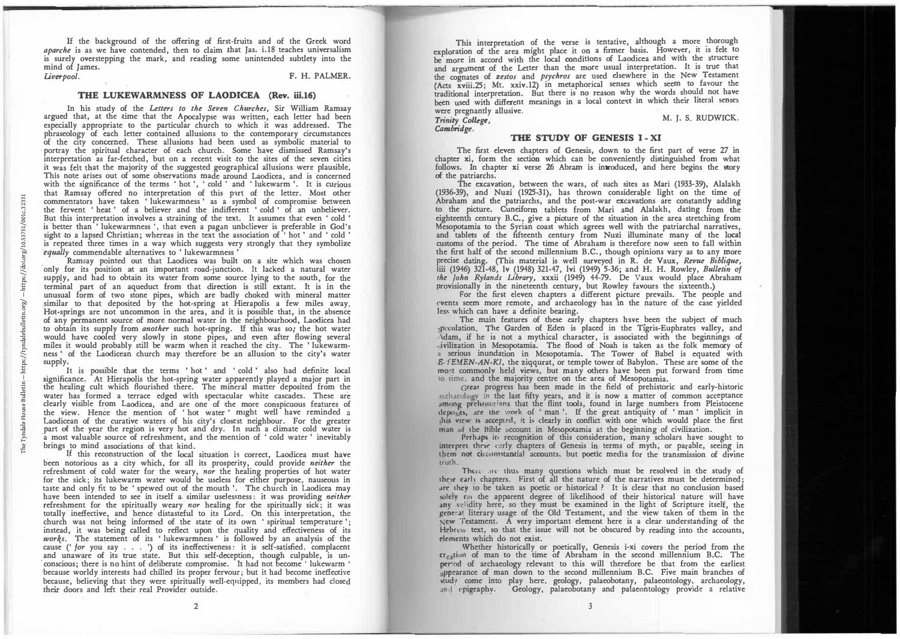If the background of the offering of first-fruits and of the Greek word *aparche* is as we have contended, then to claim that Jas. i.18 teaches universalism is surely overstepping the mark, and reading some unintended subtlety into the mind of James.

*Liverpool.* F. H. PALMER.

## THE LUKEWARMNESS OF LAODICEA (Rev. iii.16)

In his study of the *Letters to the Seven Churches*, Sir William Ramsay argued that, at the time that the Apocalypse was written, each letter had been especially appropriate to the particular church to which it was addressed. The phraseology of each letter contained allusions to the contemporary circumstances of the city concerned. These allusions had been used as symbolic material to portray the spiritual character of each church. Some have dismissed Ramsay's interpretation as far-fetched, but on a recent visit to the sites of the seven cities it was felt that the majority of the suggested geographical allusions were plausible. This note arises out of some observations made around Laodicea, and is concerned with the significance of the terms 'hot', 'cold' and 'lukewarm'. It is curious that Ramsay offered no interpretation of this part of the letter. Most other commentators have taken 'lukewarmness' as a symbol of compromise between the fervent 'heat' of a believer and the indifferent 'cold' of an unbeliever. But this interpretation involves a straining of the text. It assumes that even 'cold' is better than 'lukewarmness', that even a pagan unbeliever is preferable in God's sight to a lapsed Christian; whereas in the text the association of 'hot' and 'cold' is repeated three times in a way which suggests very strongly that they symbolize *equally* commendable alternatives to 'lukewarmness'.

Ramsay pointed out that Laodicea was built on a site which was chosen only for its position at an important road-junction. It lacked a natural water supply, and had to obtain its water from some source lying to the south, for the terminal part of an aqueduct from that direction is still extant. It is in the unusual form of two stone pipes, which are badly choked with mineral matter similar to that deposited by the hot-spring at Hierapolis a few miles away. Hot-springs are not uncommon in the area, and it is possible that, in the absence of any permanent source of more normal water in the neighbourhood, Laodicea had to obtain its supply from *another* such hot-spring. If this was so, the hot water would have cooled very slowly in stone pipes, and even after flowing several miles it would probably still be warm when it reached the city. The 'lukewarmness' of the Laodicean church may therefore be an allusion to the city's water supply.

It is possible that the terms 'hot' and 'cold' also had definite local significance. At Hierapolis the hot-spring water apparently played a major part in the healing cult which flourished there. The mineral matter deposited from the water has formed a terrace edged with spectacular white cascades. These are clearly visible from Laodicea, and are one of the more conspicuous features of the view. Hence the mention of 'hot water' might well have reminded a Laodicean of the curative waters of his city's closest neighbour. For the greater part of the year the region is very hot and dry. In such a climate cold water is a most valuable source of refreshment, and the mention of 'cold water' inevitably brings to mind associations of that kind.

If this reconstruction of the local situation is correct, Laodicea must have been notorious as a city which, for all its prosperity, could provide *neither* the refreshment of cold water for the weary, *nor* the healing properties of hot water for the sick; its lukewarm water would be useless for either purpose, nauseous in taste and only fit to be 'spewed out of the mouth'. The church in Laodicea may have been intended to see in itself a similar uselessness: it was providing *neither* refreshment for the spiritually weary *nor* healing for the spiritually sick; it was totally ineffective, and hence distasteful to its Lord. On this interpretation, the church was not being informed of the state of its own 'spiritual temperature'; instead, it was being called to reflect upon the quality and effectiveness of its *works*. The statement of its 'lukewarmness' is followed by an analysis of the cause ('*for* you say . . .') of its ineffectiveness: it is self-satisfied, complacent and unaware of its true state. But this self-deception, though culpable, is unconscious; there is no hint of deliberate compromise. It had not become 'lukewarm' because worldly interests had chilled its proper fervour; but it had become ineffective because, believing that they were spiritually well-equipped, its members had closed their doors and left their real Provider outside.

This interpretation of the verse is tentative, although a more thorough exploration of the area might place it on a firmer basis. However, it is felt to be more in accord with the local conditions of Laodicea and with the structure and argument of the Letter than the more usual interpretation. It is true that the cognates of *zestos* and *psychros* are used elsewhere in the New Testament (Acts xviii.25; Mt. xxiv.12) in metaphorical senses which seem to favour the traditional interpretation. But there is no reason why the words should not have been used with different meanings in a local context in which their literal senses were pregnantly allusive.

*Trinity College, Cambridge.* M. J. S. RUDWICK.

## THE STUDY OF GENESIS I - XI

The first eleven chapters of Genesis, down to the first part of verse 27 in chapter xi, form the section which can be conveniently distinguished from what follows. In chapter xi verse 26 Abram is introduced, and here begins the story of the patriarchs.

The excavation, between the wars, of such sites as Mari (1933-39), Alalakh (1936-39), and Nuzi (1925-31), has thrown considerable light on the time of Abraham and the patriarchs, and the post-war excavations are constantly adding to the picture. Cuneiform tablets from Mari and Alalakh, dating from the eighteenth century B.C., give a picture of the situation in the area stretching from Mesopotamia to the Syrian coast which agrees well with the patriarchal narratives, and tablets of the fifteenth century from Nuzi illuminate many of the local customs of the period. The time of Abraham is therefore now seen to fall within the first half of the second millennium B.C., though opinions vary as to any more precise dating. (This material is well surveyed in R. de Vaux, *Revue Biblique*, liii (1946) 321-48, lv (1948) 321-47, lvi (1949) 5-36; and H. H. Rowley, *Bulletin of the John Rylands Library*, xxxii (1949) 44-79. De Vaux would place Abraham provisionally in the nineteenth century, but Rowley favours the sixteenth.)

For the first eleven chapters a different picture prevails. The people and events seem more remote, and archaeology has in the nature of the case yielded less which can have a definite bearing.

The main features of these early chapters have been the subject of much speculation. The Garden of Eden is placed in the Tigris-Euphrates valley, and Adam, if he is not a mythical character, is associated with the beginnings of civilization in Mesopotamia. The flood of Noah is taken as the folk memory of a serious inundation in Mesopotamia. The Tower of Babel is equated with *E-TEMEN-AN-KI*, the ziqqurat, or temple tower of Babylon. These are some of the most commonly held views, but many others have been put forward from time to time, and the majority centre on the area of Mesopotamia.

Great progress has been made in the field of prehistoric and early-historic archaeology in the last fifty years, and it is now a matter of common acceptance among prehistorians that the flint tools, found in large numbers from Pleistocene deposits, are the work of 'man'. If the great antiquity of 'man' implicit in this view is accepted, it is clearly in conflict with one which would place the first man of the Bible account in Mesopotamia at the beginning of civilization.

Perhaps in recognition of this consideration, many scholars have sought to interpret these early chapters of Genesis in terms of myth, or parable, seeing in them not circumstantial accounts, but poetic media for the transmission of divine truth.

There are thus many questions which must be resolved in the study of these early chapters. First of all the nature of the narratives must be determined; are they to be taken as poetic or historical? It is clear that no conclusion based solely on the apparent degree of likelihood of their historical nature will have any validity here, so they must be examined in the light of Scripture itself, the general literary usage of the Old Testament, and the view taken of them in the New Testament. A very important element here is a clear understanding of the Hebrew text, so that the issue will not be obscured by reading into the accounts, elements which do not exist.

Whether historically or poetically, Genesis i-xi covers the period from the creation of man to the time of Abraham in the second millennium B.C. The period of archaeology relevant to this will therefore be that from the earliest appearance of man down to the second millennium B.C. Five main branches of study come into play here, geology, palaeobotany, palaeontology, archaeology, and epigraphy. Geology, palaeobotany and palaeontology provide a relative